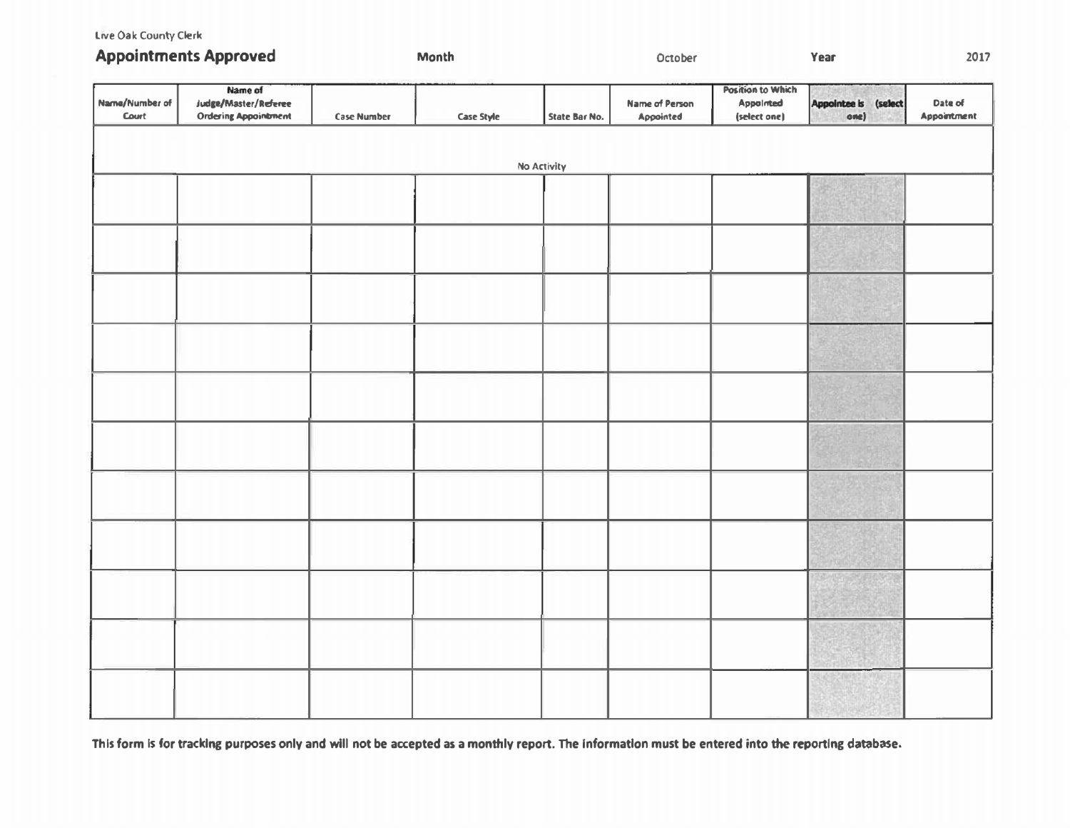Live Oak County Clerk

## Appointments Approved

**Month** October **Year** 2017

| Name/Number of Court | Name of Judge/Master/Referee Ordering Appointment | Case Number | Case Style | State Bar No. | Name of Person Appointed | Position to Which Appointed (select one) | Appointee is (select one) | Date of Appointment |
|---|---|---|---|---|---|---|---|---|
| No Activity | | | | | | | | |
| | | | | | | | | |
| | | | | | | | | |
| | | | | | | | | |
| | | | | | | | | |
| | | | | | | | | |
| | | | | | | | | |
| | | | | | | | | |
| | | | | | | | | |
| | | | | | | | | |
| | | | | | | | | |
| | | | | | | | | |

**This form is for tracking purposes only and will not be accepted as a monthly report. The information must be entered into the reporting database.**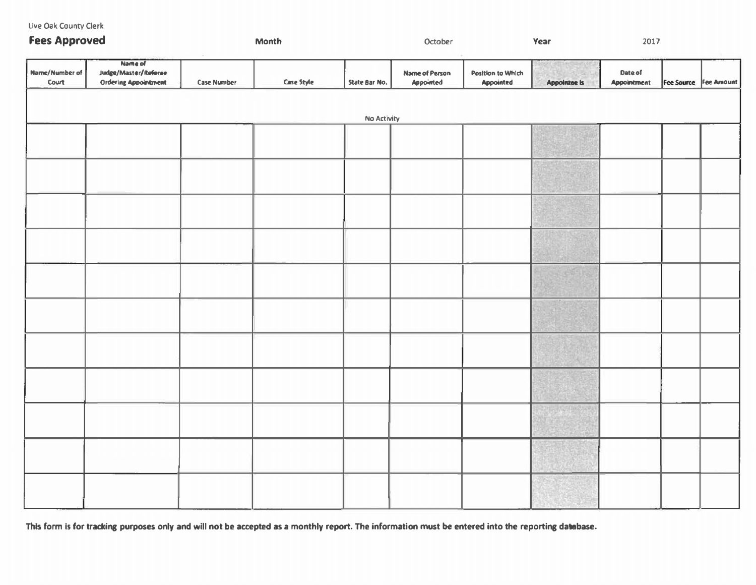Live Oak County Clerk

**Fees Approved** **Month** October **Year** 2017

| Name/Number of Court | Name of Judge/Master/Referee Ordering Appointment | Case Number | Case Style | State Bar No. | Name of Person Appointed | Position to Which Appointed | Appointee is | Date of Appointment | Fee Source | Fee Amount |
|---|---|---|---|---|---|---|---|---|---|---|
| No Activity | | | | | | | | | | |
| | | | | | | | | | | |
| | | | | | | | | | | |
| | | | | | | | | | | |
| | | | | | | | | | | |
| | | | | | | | | | | |
| | | | | | | | | | | |
| | | | | | | | | | | |
| | | | | | | | | | | |
| | | | | | | | | | | |
| | | | | | | | | | | |
| | | | | | | | | | | |

**This form is for tracking purposes only and will not be accepted as a monthly report. The information must be entered into the reporting database.**